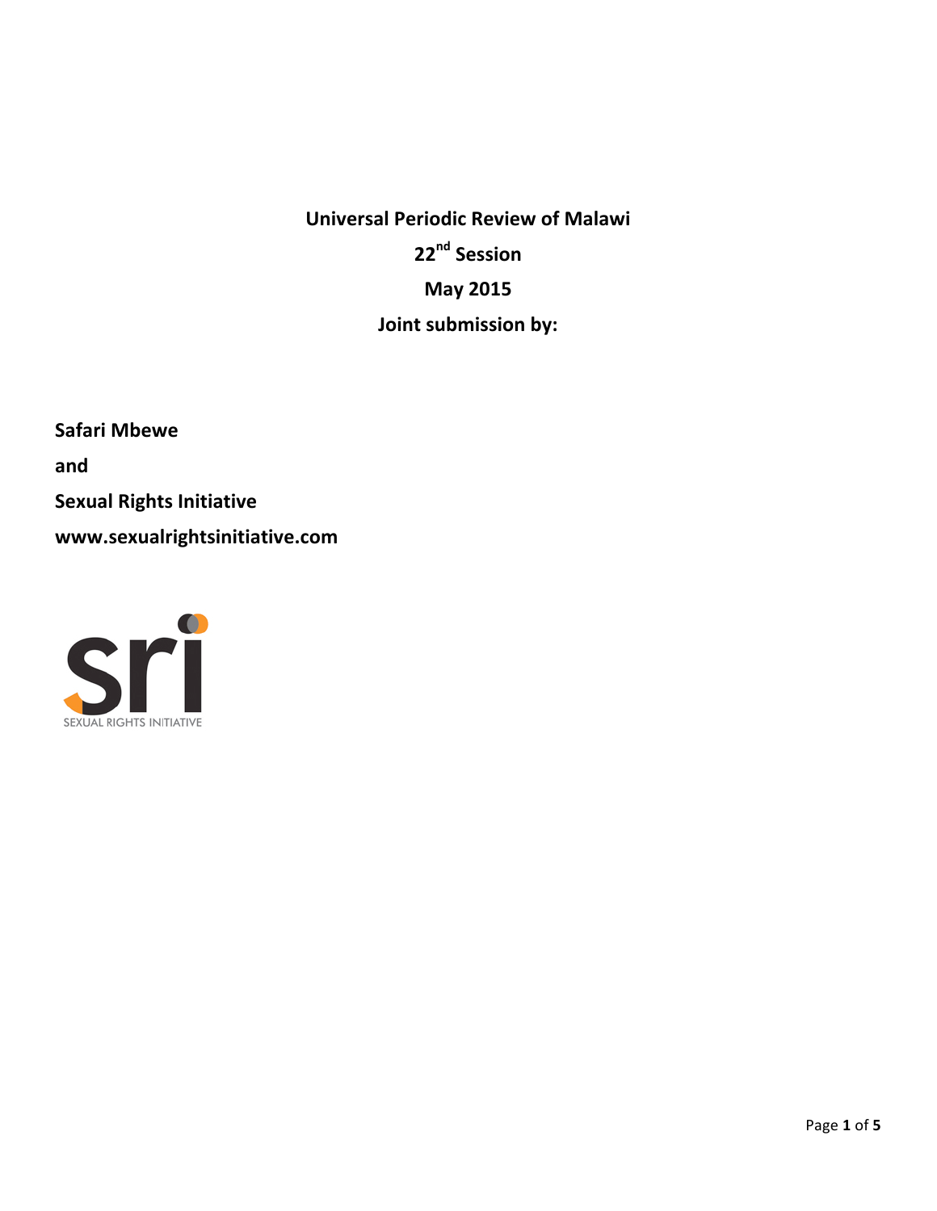**Universal Periodic Review of Malawi**

**22nd Session**

**May 2015**

**Joint submission by:**

**Safari Mbewe**

**and**

**Sexual Rights Initiative**

**www.sexualrightsinitiative.com**

sri

SEXUAL RIGHTS INITIATIVE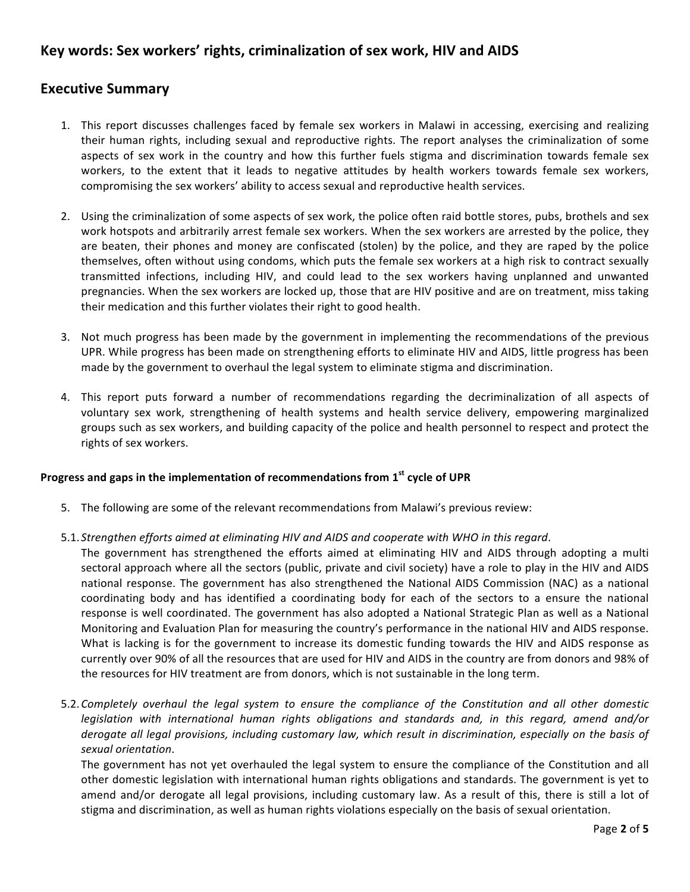## Key words: Sex workers' rights, criminalization of sex work, HIV and AIDS

## Executive Summary

1. This report discusses challenges faced by female sex workers in Malawi in accessing, exercising and realizing their human rights, including sexual and reproductive rights. The report analyses the criminalization of some aspects of sex work in the country and how this further fuels stigma and discrimination towards female sex workers, to the extent that it leads to negative attitudes by health workers towards female sex workers, compromising the sex workers' ability to access sexual and reproductive health services.

2. Using the criminalization of some aspects of sex work, the police often raid bottle stores, pubs, brothels and sex work hotspots and arbitrarily arrest female sex workers. When the sex workers are arrested by the police, they are beaten, their phones and money are confiscated (stolen) by the police, and they are raped by the police themselves, often without using condoms, which puts the female sex workers at a high risk to contract sexually transmitted infections, including HIV, and could lead to the sex workers having unplanned and unwanted pregnancies. When the sex workers are locked up, those that are HIV positive and are on treatment, miss taking their medication and this further violates their right to good health.

3. Not much progress has been made by the government in implementing the recommendations of the previous UPR. While progress has been made on strengthening efforts to eliminate HIV and AIDS, little progress has been made by the government to overhaul the legal system to eliminate stigma and discrimination.

4. This report puts forward a number of recommendations regarding the decriminalization of all aspects of voluntary sex work, strengthening of health systems and health service delivery, empowering marginalized groups such as sex workers, and building capacity of the police and health personnel to respect and protect the rights of sex workers.

**Progress and gaps in the implementation of recommendations from 1st cycle of UPR**

5. The following are some of the relevant recommendations from Malawi's previous review:

5.1. *Strengthen efforts aimed at eliminating HIV and AIDS and cooperate with WHO in this regard.*
The government has strengthened the efforts aimed at eliminating HIV and AIDS through adopting a multi sectoral approach where all the sectors (public, private and civil society) have a role to play in the HIV and AIDS national response. The government has also strengthened the National AIDS Commission (NAC) as a national coordinating body and has identified a coordinating body for each of the sectors to a ensure the national response is well coordinated. The government has also adopted a National Strategic Plan as well as a National Monitoring and Evaluation Plan for measuring the country's performance in the national HIV and AIDS response. What is lacking is for the government to increase its domestic funding towards the HIV and AIDS response as currently over 90% of all the resources that are used for HIV and AIDS in the country are from donors and 98% of the resources for HIV treatment are from donors, which is not sustainable in the long term.

5.2. *Completely overhaul the legal system to ensure the compliance of the Constitution and all other domestic legislation with international human rights obligations and standards and, in this regard, amend and/or derogate all legal provisions, including customary law, which result in discrimination, especially on the basis of sexual orientation.*
The government has not yet overhauled the legal system to ensure the compliance of the Constitution and all other domestic legislation with international human rights obligations and standards. The government is yet to amend and/or derogate all legal provisions, including customary law. As a result of this, there is still a lot of stigma and discrimination, as well as human rights violations especially on the basis of sexual orientation.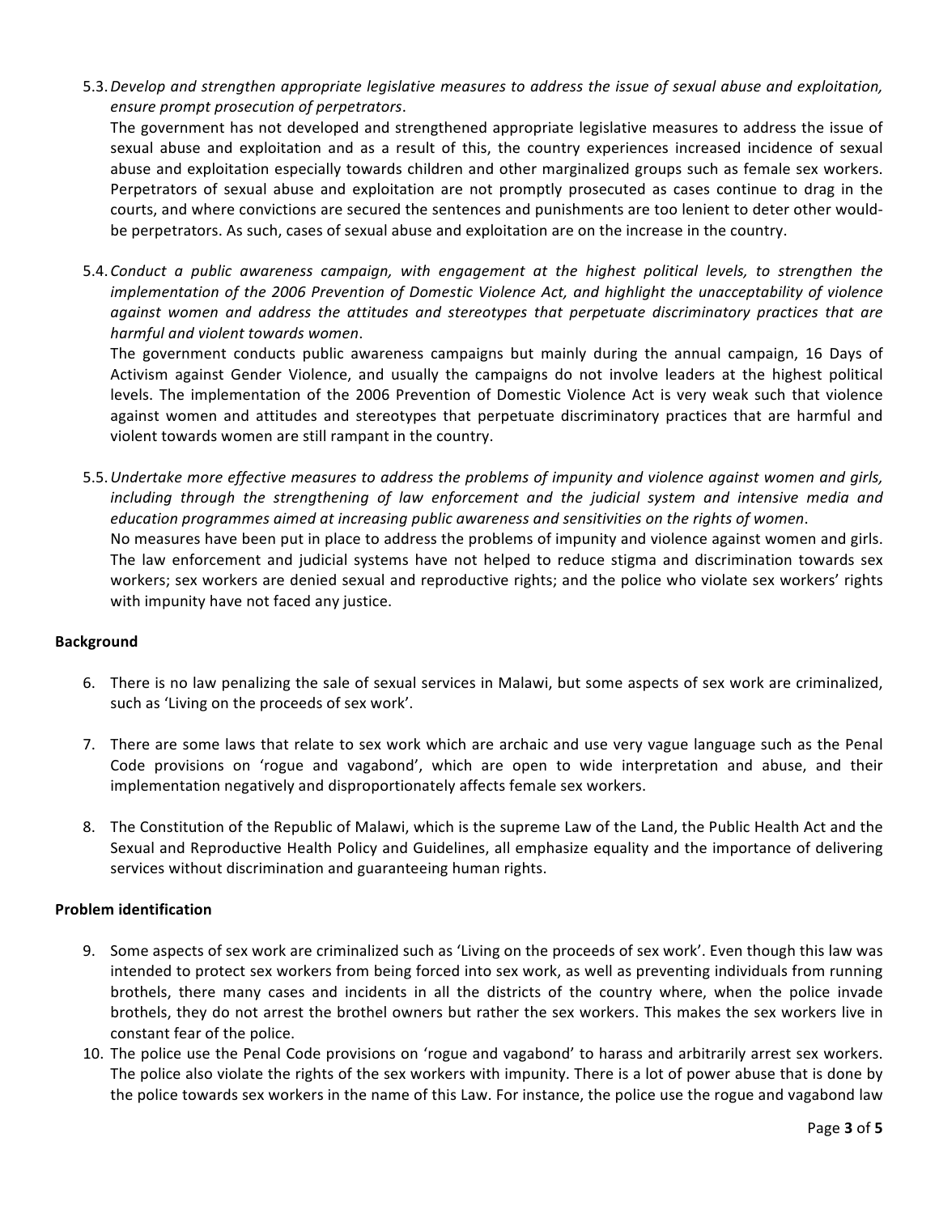5.3. *Develop and strengthen appropriate legislative measures to address the issue of sexual abuse and exploitation, ensure prompt prosecution of perpetrators*.
The government has not developed and strengthened appropriate legislative measures to address the issue of sexual abuse and exploitation and as a result of this, the country experiences increased incidence of sexual abuse and exploitation especially towards children and other marginalized groups such as female sex workers. Perpetrators of sexual abuse and exploitation are not promptly prosecuted as cases continue to drag in the courts, and where convictions are secured the sentences and punishments are too lenient to deter other would-be perpetrators. As such, cases of sexual abuse and exploitation are on the increase in the country.

5.4. *Conduct a public awareness campaign, with engagement at the highest political levels, to strengthen the implementation of the 2006 Prevention of Domestic Violence Act, and highlight the unacceptability of violence against women and address the attitudes and stereotypes that perpetuate discriminatory practices that are harmful and violent towards women*.
The government conducts public awareness campaigns but mainly during the annual campaign, 16 Days of Activism against Gender Violence, and usually the campaigns do not involve leaders at the highest political levels. The implementation of the 2006 Prevention of Domestic Violence Act is very weak such that violence against women and attitudes and stereotypes that perpetuate discriminatory practices that are harmful and violent towards women are still rampant in the country.

5.5. *Undertake more effective measures to address the problems of impunity and violence against women and girls, including through the strengthening of law enforcement and the judicial system and intensive media and education programmes aimed at increasing public awareness and sensitivities on the rights of women*.
No measures have been put in place to address the problems of impunity and violence against women and girls. The law enforcement and judicial systems have not helped to reduce stigma and discrimination towards sex workers; sex workers are denied sexual and reproductive rights; and the police who violate sex workers' rights with impunity have not faced any justice.

**Background**

6. There is no law penalizing the sale of sexual services in Malawi, but some aspects of sex work are criminalized, such as 'Living on the proceeds of sex work'.

7. There are some laws that relate to sex work which are archaic and use very vague language such as the Penal Code provisions on 'rogue and vagabond', which are open to wide interpretation and abuse, and their implementation negatively and disproportionately affects female sex workers.

8. The Constitution of the Republic of Malawi, which is the supreme Law of the Land, the Public Health Act and the Sexual and Reproductive Health Policy and Guidelines, all emphasize equality and the importance of delivering services without discrimination and guaranteeing human rights.

**Problem identification**

9. Some aspects of sex work are criminalized such as 'Living on the proceeds of sex work'. Even though this law was intended to protect sex workers from being forced into sex work, as well as preventing individuals from running brothels, there many cases and incidents in all the districts of the country where, when the police invade brothels, they do not arrest the brothel owners but rather the sex workers. This makes the sex workers live in constant fear of the police.
10. The police use the Penal Code provisions on 'rogue and vagabond' to harass and arbitrarily arrest sex workers. The police also violate the rights of the sex workers with impunity. There is a lot of power abuse that is done by the police towards sex workers in the name of this Law. For instance, the police use the rogue and vagabond law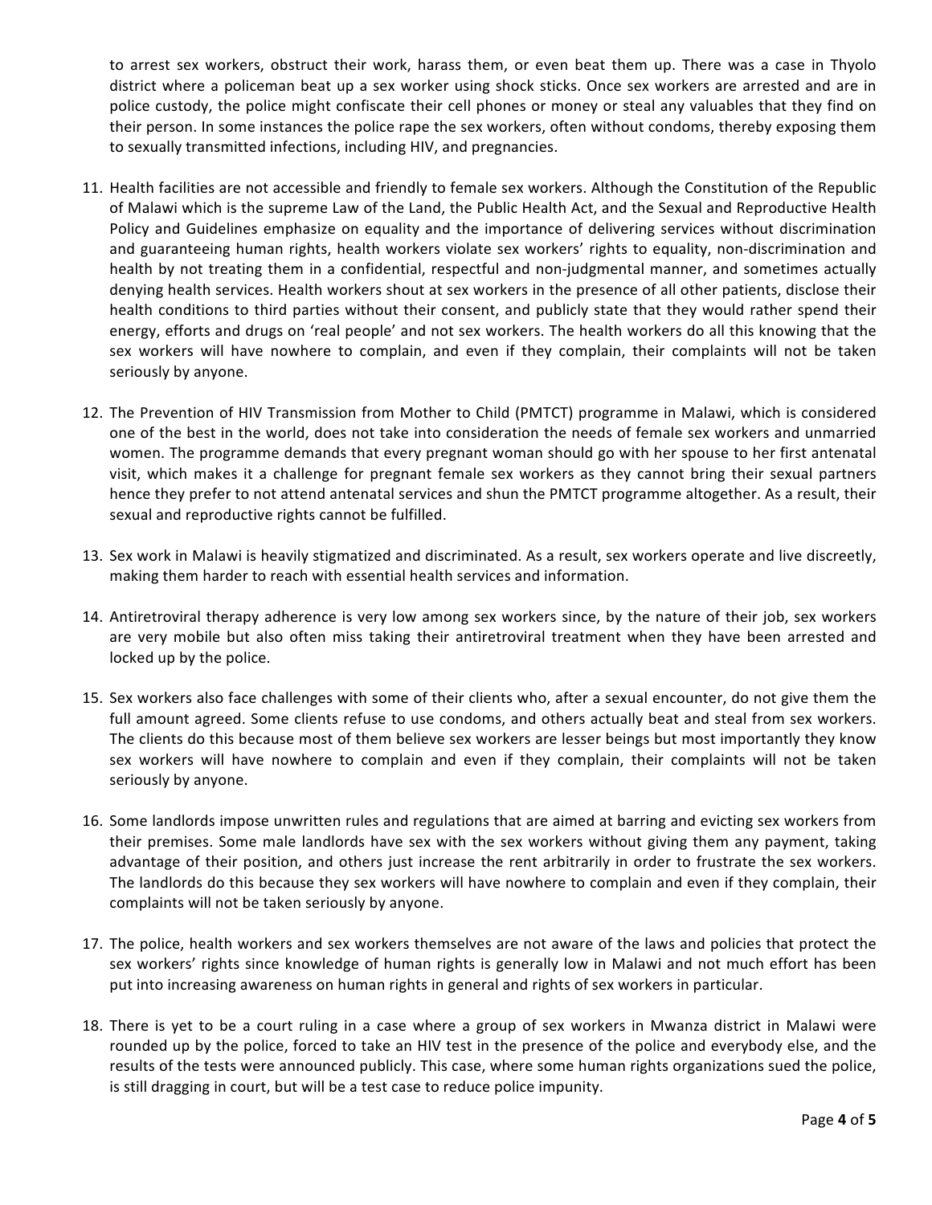to arrest sex workers, obstruct their work, harass them, or even beat them up. There was a case in Thyolo district where a policeman beat up a sex worker using shock sticks. Once sex workers are arrested and are in police custody, the police might confiscate their cell phones or money or steal any valuables that they find on their person. In some instances the police rape the sex workers, often without condoms, thereby exposing them to sexually transmitted infections, including HIV, and pregnancies.

11. Health facilities are not accessible and friendly to female sex workers. Although the Constitution of the Republic of Malawi which is the supreme Law of the Land, the Public Health Act, and the Sexual and Reproductive Health Policy and Guidelines emphasize on equality and the importance of delivering services without discrimination and guaranteeing human rights, health workers violate sex workers' rights to equality, non-discrimination and health by not treating them in a confidential, respectful and non-judgmental manner, and sometimes actually denying health services. Health workers shout at sex workers in the presence of all other patients, disclose their health conditions to third parties without their consent, and publicly state that they would rather spend their energy, efforts and drugs on 'real people' and not sex workers. The health workers do all this knowing that the sex workers will have nowhere to complain, and even if they complain, their complaints will not be taken seriously by anyone.

12. The Prevention of HIV Transmission from Mother to Child (PMTCT) programme in Malawi, which is considered one of the best in the world, does not take into consideration the needs of female sex workers and unmarried women. The programme demands that every pregnant woman should go with her spouse to her first antenatal visit, which makes it a challenge for pregnant female sex workers as they cannot bring their sexual partners hence they prefer to not attend antenatal services and shun the PMTCT programme altogether. As a result, their sexual and reproductive rights cannot be fulfilled.

13. Sex work in Malawi is heavily stigmatized and discriminated. As a result, sex workers operate and live discreetly, making them harder to reach with essential health services and information.

14. Antiretroviral therapy adherence is very low among sex workers since, by the nature of their job, sex workers are very mobile but also often miss taking their antiretroviral treatment when they have been arrested and locked up by the police.

15. Sex workers also face challenges with some of their clients who, after a sexual encounter, do not give them the full amount agreed. Some clients refuse to use condoms, and others actually beat and steal from sex workers. The clients do this because most of them believe sex workers are lesser beings but most importantly they know sex workers will have nowhere to complain and even if they complain, their complaints will not be taken seriously by anyone.

16. Some landlords impose unwritten rules and regulations that are aimed at barring and evicting sex workers from their premises. Some male landlords have sex with the sex workers without giving them any payment, taking advantage of their position, and others just increase the rent arbitrarily in order to frustrate the sex workers. The landlords do this because they sex workers will have nowhere to complain and even if they complain, their complaints will not be taken seriously by anyone.

17. The police, health workers and sex workers themselves are not aware of the laws and policies that protect the sex workers' rights since knowledge of human rights is generally low in Malawi and not much effort has been put into increasing awareness on human rights in general and rights of sex workers in particular.

18. There is yet to be a court ruling in a case where a group of sex workers in Mwanza district in Malawi were rounded up by the police, forced to take an HIV test in the presence of the police and everybody else, and the results of the tests were announced publicly. This case, where some human rights organizations sued the police, is still dragging in court, but will be a test case to reduce police impunity.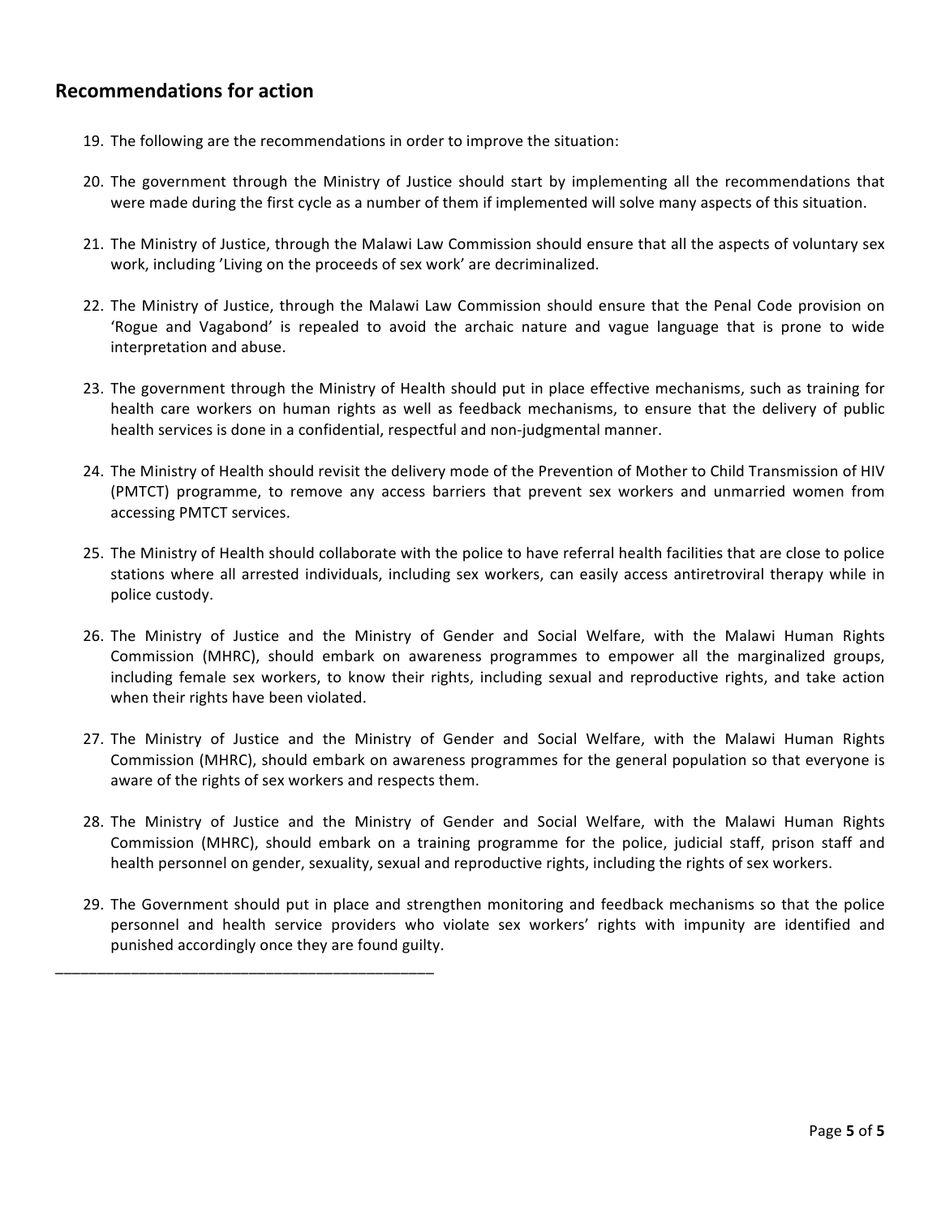## Recommendations for action

19. The following are the recommendations in order to improve the situation:

20. The government through the Ministry of Justice should start by implementing all the recommendations that were made during the first cycle as a number of them if implemented will solve many aspects of this situation.

21. The Ministry of Justice, through the Malawi Law Commission should ensure that all the aspects of voluntary sex work, including 'Living on the proceeds of sex work' are decriminalized.

22. The Ministry of Justice, through the Malawi Law Commission should ensure that the Penal Code provision on 'Rogue and Vagabond' is repealed to avoid the archaic nature and vague language that is prone to wide interpretation and abuse.

23. The government through the Ministry of Health should put in place effective mechanisms, such as training for health care workers on human rights as well as feedback mechanisms, to ensure that the delivery of public health services is done in a confidential, respectful and non-judgmental manner.

24. The Ministry of Health should revisit the delivery mode of the Prevention of Mother to Child Transmission of HIV (PMTCT) programme, to remove any access barriers that prevent sex workers and unmarried women from accessing PMTCT services.

25. The Ministry of Health should collaborate with the police to have referral health facilities that are close to police stations where all arrested individuals, including sex workers, can easily access antiretroviral therapy while in police custody.

26. The Ministry of Justice and the Ministry of Gender and Social Welfare, with the Malawi Human Rights Commission (MHRC), should embark on awareness programmes to empower all the marginalized groups, including female sex workers, to know their rights, including sexual and reproductive rights, and take action when their rights have been violated.

27. The Ministry of Justice and the Ministry of Gender and Social Welfare, with the Malawi Human Rights Commission (MHRC), should embark on awareness programmes for the general population so that everyone is aware of the rights of sex workers and respects them.

28. The Ministry of Justice and the Ministry of Gender and Social Welfare, with the Malawi Human Rights Commission (MHRC), should embark on a training programme for the police, judicial staff, prison staff and health personnel on gender, sexuality, sexual and reproductive rights, including the rights of sex workers.

29. The Government should put in place and strengthen monitoring and feedback mechanisms so that the police personnel and health service providers who violate sex workers' rights with impunity are identified and punished accordingly once they are found guilty.

---